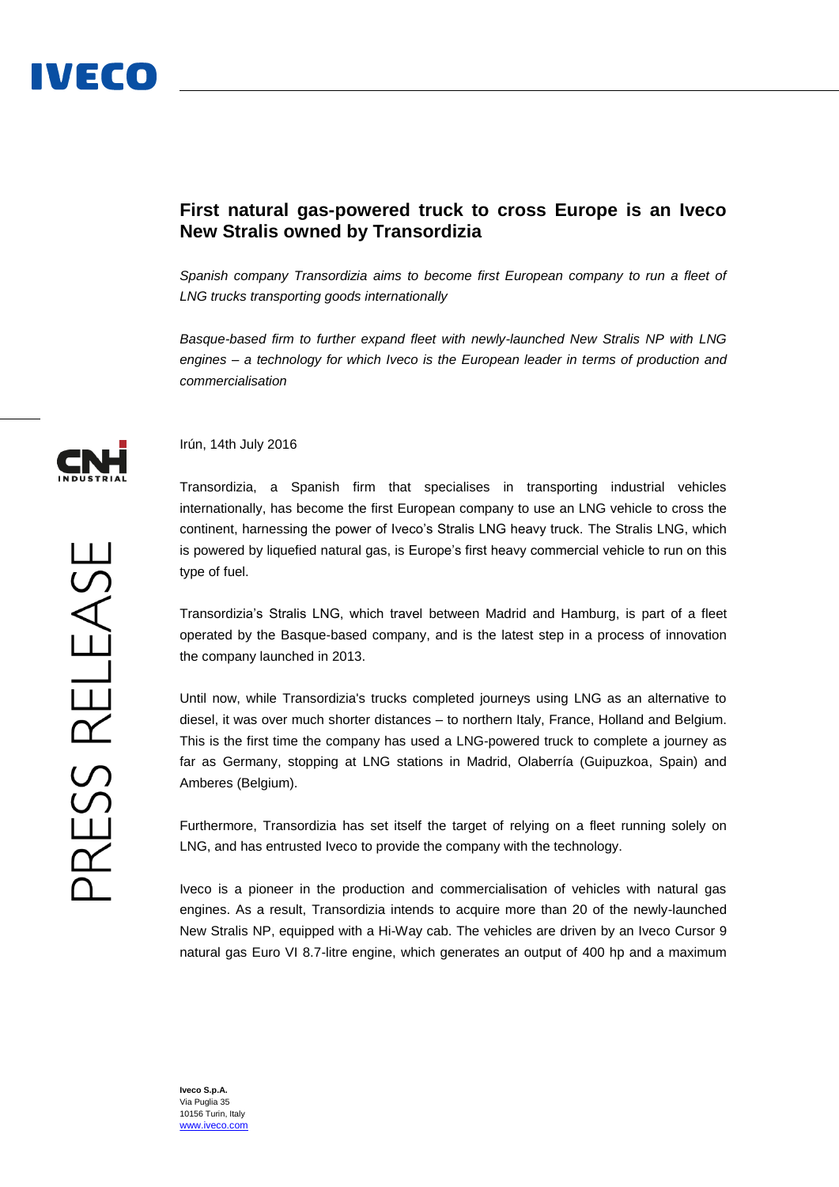# First natural gas-powered truck to cross Europe is an Iveco New Stralis owned by Transordizia

*Spanish company Transordizia aims to become first European company to run a fleet of LNG trucks transporting goods internationally*

*Basque-based firm to further expand fleet with newly-launched New Stralis NP with LNG engines – a technology for which Iveco is the European leader in terms of production and commercialisation*

Irún, 14th July 2016

Transordizia, a Spanish firm that specialises in transporting industrial vehicles internationally, has become the first European company to use an LNG vehicle to cross the continent, harnessing the power of Iveco's Stralis LNG heavy truck. The Stralis LNG, which is powered by liquefied natural gas, is Europe's first heavy commercial vehicle to run on this type of fuel.

Transordizia's Stralis LNG, which travel between Madrid and Hamburg, is part of a fleet operated by the Basque-based company, and is the latest step in a process of innovation the company launched in 2013.

Until now, while Transordizia's trucks completed journeys using LNG as an alternative to diesel, it was over much shorter distances – to northern Italy, France, Holland and Belgium. This is the first time the company has used a LNG-powered truck to complete a journey as far as Germany, stopping at LNG stations in Madrid, Olaberría (Guipuzkoa, Spain) and Amberes (Belgium).

Furthermore, Transordizia has set itself the target of relying on a fleet running solely on LNG, and has entrusted Iveco to provide the company with the technology.

Iveco is a pioneer in the production and commercialisation of vehicles with natural gas engines. As a result, Transordizia intends to acquire more than 20 of the newly-launched New Stralis NP, equipped with a Hi-Way cab. The vehicles are driven by an Iveco Cursor 9 natural gas Euro VI 8.7-litre engine, which generates an output of 400 hp and a maximum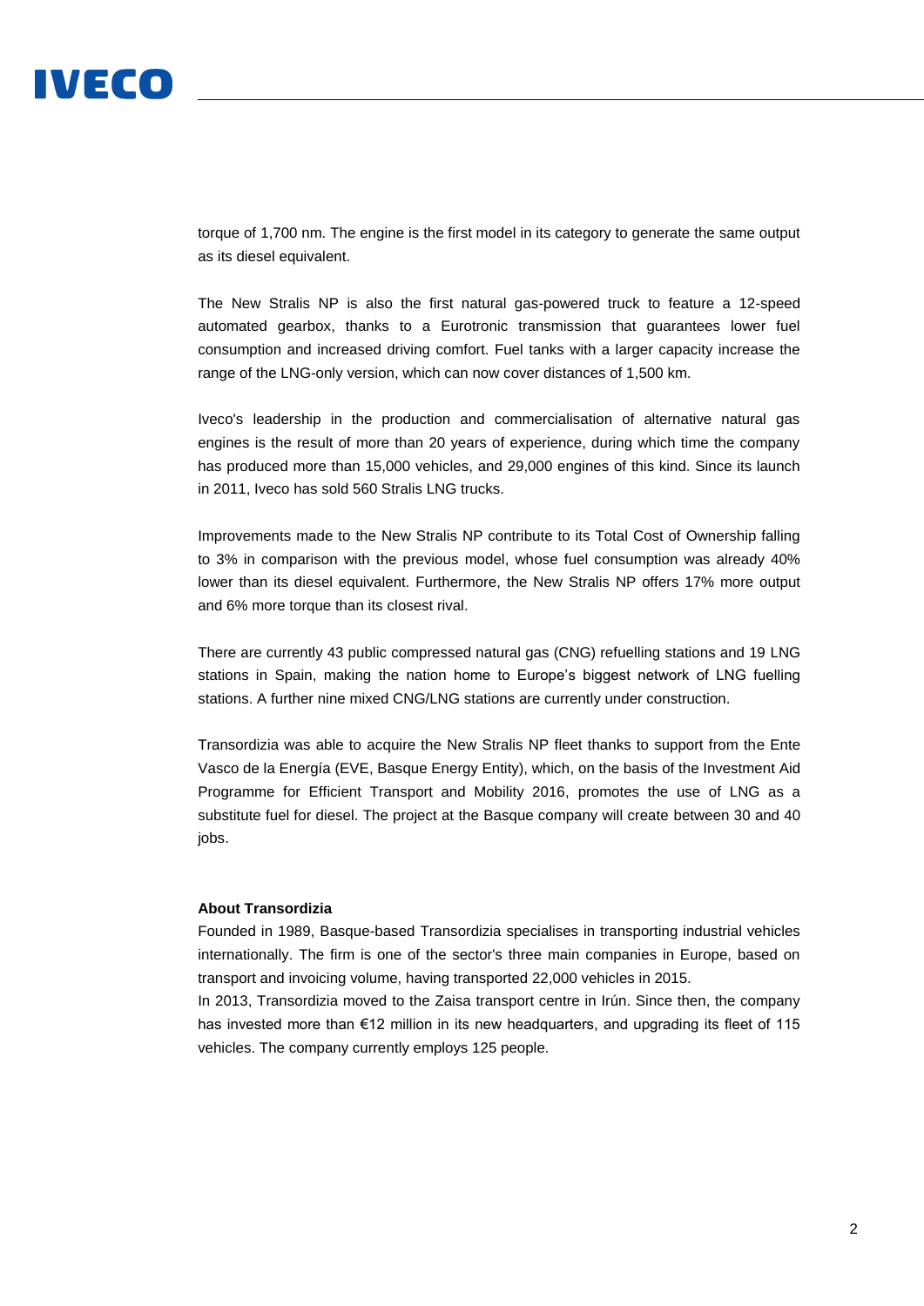torque of 1,700 nm. The engine is the first model in its category to generate the same output as its diesel equivalent.

The New Stralis NP is also the first natural gas-powered truck to feature a 12-speed automated gearbox, thanks to a Eurotronic transmission that guarantees lower fuel consumption and increased driving comfort. Fuel tanks with a larger capacity increase the range of the LNG-only version, which can now cover distances of 1,500 km.

Iveco's leadership in the production and commercialisation of alternative natural gas engines is the result of more than 20 years of experience, during which time the company has produced more than 15,000 vehicles, and 29,000 engines of this kind. Since its launch in 2011, Iveco has sold 560 Stralis LNG trucks.

Improvements made to the New Stralis NP contribute to its Total Cost of Ownership falling to 3% in comparison with the previous model, whose fuel consumption was already 40% lower than its diesel equivalent. Furthermore, the New Stralis NP offers 17% more output and 6% more torque than its closest rival.

There are currently 43 public compressed natural gas (CNG) refuelling stations and 19 LNG stations in Spain, making the nation home to Europe's biggest network of LNG fuelling stations. A further nine mixed CNG/LNG stations are currently under construction.

Transordizia was able to acquire the New Stralis NP fleet thanks to support from the Ente Vasco de la Energía (EVE, Basque Energy Entity), which, on the basis of the Investment Aid Programme for Efficient Transport and Mobility 2016, promotes the use of LNG as a substitute fuel for diesel. The project at the Basque company will create between 30 and 40 jobs.

**About Transordizia**

Founded in 1989, Basque-based Transordizia specialises in transporting industrial vehicles internationally. The firm is one of the sector's three main companies in Europe, based on transport and invoicing volume, having transported 22,000 vehicles in 2015.

In 2013, Transordizia moved to the Zaisa transport centre in Irún. Since then, the company has invested more than €12 million in its new headquarters, and upgrading its fleet of 115 vehicles. The company currently employs 125 people.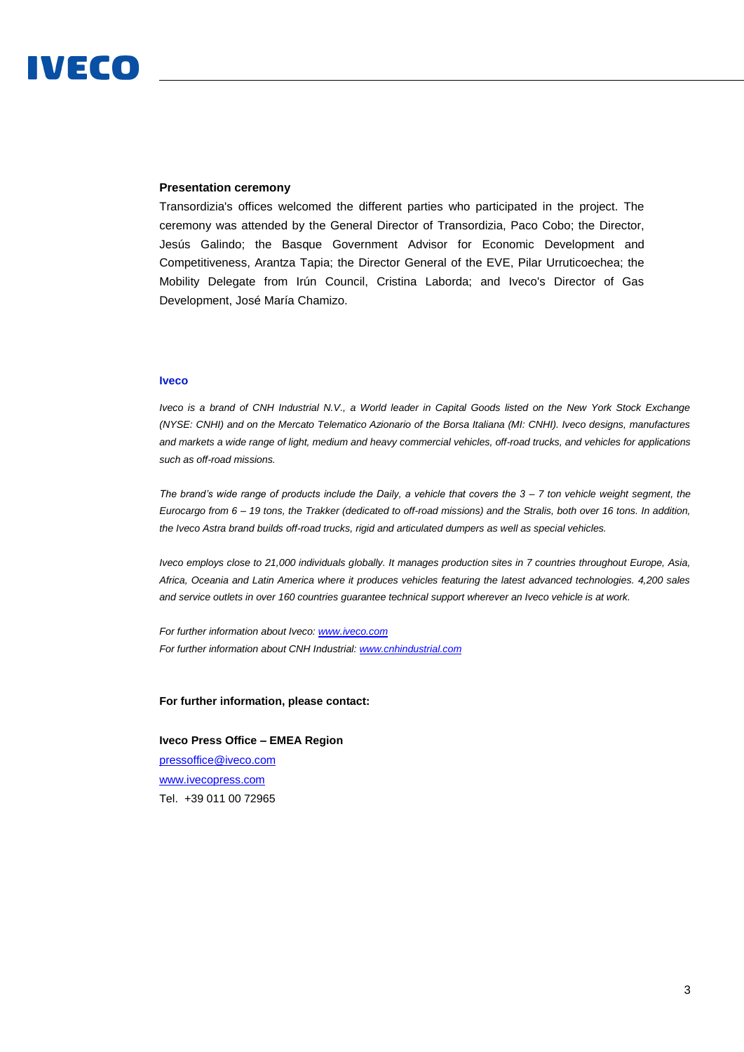**Presentation ceremony**

Transordizia's offices welcomed the different parties who participated in the project. The ceremony was attended by the General Director of Transordizia, Paco Cobo; the Director, Jesús Galindo; the Basque Government Advisor for Economic Development and Competitiveness, Arantza Tapia; the Director General of the EVE, Pilar Urruticoechea; the Mobility Delegate from Irún Council, Cristina Laborda; and Iveco's Director of Gas Development, José María Chamizo.

**Iveco**

*Iveco is a brand of CNH Industrial N.V., a World leader in Capital Goods listed on the New York Stock Exchange (NYSE: CNHI) and on the Mercato Telematico Azionario of the Borsa Italiana (MI: CNHI). Iveco designs, manufactures and markets a wide range of light, medium and heavy commercial vehicles, off-road trucks, and vehicles for applications such as off-road missions.*

*The brand's wide range of products include the Daily, a vehicle that covers the 3 – 7 ton vehicle weight segment, the Eurocargo from 6 – 19 tons, the Trakker (dedicated to off-road missions) and the Stralis, both over 16 tons. In addition, the Iveco Astra brand builds off-road trucks, rigid and articulated dumpers as well as special vehicles.*

*Iveco employs close to 21,000 individuals globally. It manages production sites in 7 countries throughout Europe, Asia, Africa, Oceania and Latin America where it produces vehicles featuring the latest advanced technologies. 4,200 sales and service outlets in over 160 countries guarantee technical support wherever an Iveco vehicle is at work.*

*For further information about Iveco: www.iveco.com*
*For further information about CNH Industrial: www.cnhindustrial.com*

**For further information, please contact:**

**Iveco Press Office – EMEA Region**
pressoffice@iveco.com
www.ivecopress.com
Tel. +39 011 00 72965